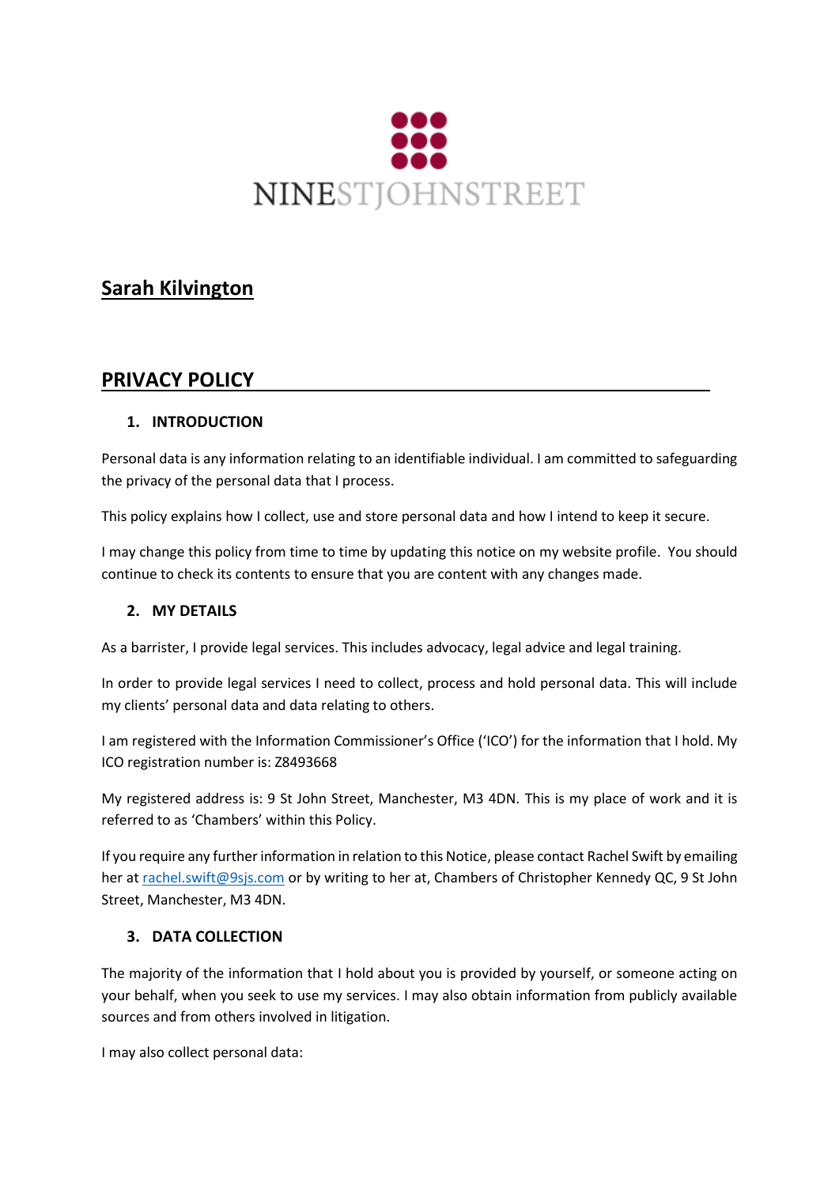NINESTJOHNSTREET

# Sarah Kilvington

## PRIVACY POLICY

### 1. INTRODUCTION

Personal data is any information relating to an identifiable individual. I am committed to safeguarding the privacy of the personal data that I process.

This policy explains how I collect, use and store personal data and how I intend to keep it secure.

I may change this policy from time to time by updating this notice on my website profile. You should continue to check its contents to ensure that you are content with any changes made.

### 2. MY DETAILS

As a barrister, I provide legal services. This includes advocacy, legal advice and legal training.

In order to provide legal services I need to collect, process and hold personal data. This will include my clients' personal data and data relating to others.

I am registered with the Information Commissioner's Office ('ICO') for the information that I hold. My ICO registration number is: Z8493668

My registered address is: 9 St John Street, Manchester, M3 4DN. This is my place of work and it is referred to as 'Chambers' within this Policy.

If you require any further information in relation to this Notice, please contact Rachel Swift by emailing her at rachel.swift@9sjs.com or by writing to her at, Chambers of Christopher Kennedy QC, 9 St John Street, Manchester, M3 4DN.

### 3. DATA COLLECTION

The majority of the information that I hold about you is provided by yourself, or someone acting on your behalf, when you seek to use my services. I may also obtain information from publicly available sources and from others involved in litigation.

I may also collect personal data: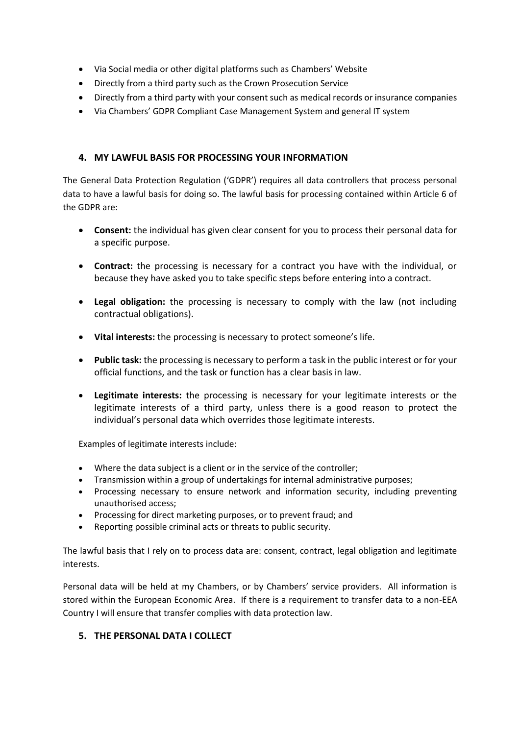- Via Social media or other digital platforms such as Chambers' Website
- Directly from a third party such as the Crown Prosecution Service
- Directly from a third party with your consent such as medical records or insurance companies
- Via Chambers' GDPR Compliant Case Management System and general IT system

## 4. MY LAWFUL BASIS FOR PROCESSING YOUR INFORMATION

The General Data Protection Regulation ('GDPR') requires all data controllers that process personal data to have a lawful basis for doing so. The lawful basis for processing contained within Article 6 of the GDPR are:

- **Consent:** the individual has given clear consent for you to process their personal data for a specific purpose.
- **Contract:** the processing is necessary for a contract you have with the individual, or because they have asked you to take specific steps before entering into a contract.
- **Legal obligation:** the processing is necessary to comply with the law (not including contractual obligations).
- **Vital interests:** the processing is necessary to protect someone's life.
- **Public task:** the processing is necessary to perform a task in the public interest or for your official functions, and the task or function has a clear basis in law.
- **Legitimate interests:** the processing is necessary for your legitimate interests or the legitimate interests of a third party, unless there is a good reason to protect the individual's personal data which overrides those legitimate interests.

Examples of legitimate interests include:

- Where the data subject is a client or in the service of the controller;
- Transmission within a group of undertakings for internal administrative purposes;
- Processing necessary to ensure network and information security, including preventing unauthorised access;
- Processing for direct marketing purposes, or to prevent fraud; and
- Reporting possible criminal acts or threats to public security.

The lawful basis that I rely on to process data are: consent, contract, legal obligation and legitimate interests.

Personal data will be held at my Chambers, or by Chambers' service providers. All information is stored within the European Economic Area. If there is a requirement to transfer data to a non-EEA Country I will ensure that transfer complies with data protection law.

## 5. THE PERSONAL DATA I COLLECT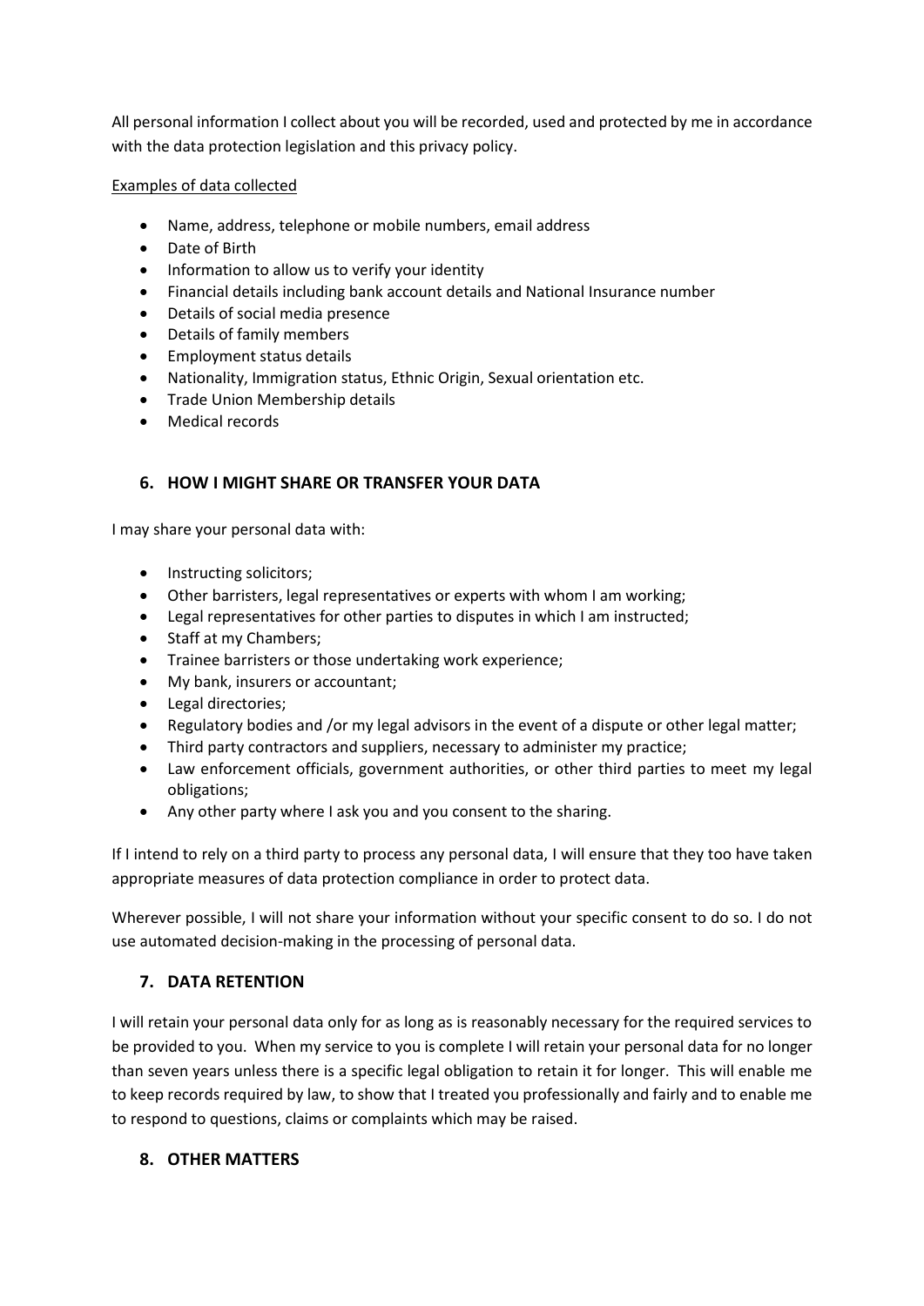All personal information I collect about you will be recorded, used and protected by me in accordance with the data protection legislation and this privacy policy.

Examples of data collected

- Name, address, telephone or mobile numbers, email address
- Date of Birth
- Information to allow us to verify your identity
- Financial details including bank account details and National Insurance number
- Details of social media presence
- Details of family members
- Employment status details
- Nationality, Immigration status, Ethnic Origin, Sexual orientation etc.
- Trade Union Membership details
- Medical records

## 6. HOW I MIGHT SHARE OR TRANSFER YOUR DATA

I may share your personal data with:

- Instructing solicitors;
- Other barristers, legal representatives or experts with whom I am working;
- Legal representatives for other parties to disputes in which I am instructed;
- Staff at my Chambers;
- Trainee barristers or those undertaking work experience;
- My bank, insurers or accountant;
- Legal directories;
- Regulatory bodies and /or my legal advisors in the event of a dispute or other legal matter;
- Third party contractors and suppliers, necessary to administer my practice;
- Law enforcement officials, government authorities, or other third parties to meet my legal obligations;
- Any other party where I ask you and you consent to the sharing.

If I intend to rely on a third party to process any personal data, I will ensure that they too have taken appropriate measures of data protection compliance in order to protect data.

Wherever possible, I will not share your information without your specific consent to do so. I do not use automated decision-making in the processing of personal data.

## 7. DATA RETENTION

I will retain your personal data only for as long as is reasonably necessary for the required services to be provided to you. When my service to you is complete I will retain your personal data for no longer than seven years unless there is a specific legal obligation to retain it for longer. This will enable me to keep records required by law, to show that I treated you professionally and fairly and to enable me to respond to questions, claims or complaints which may be raised.

## 8. OTHER MATTERS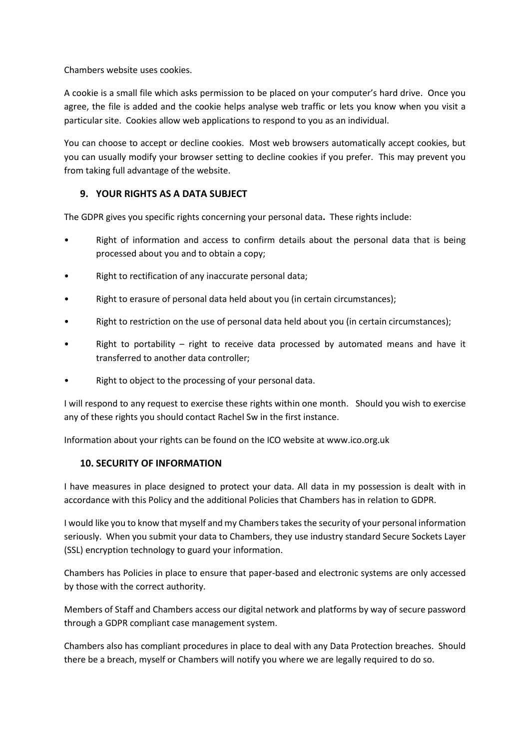Chambers website uses cookies.

A cookie is a small file which asks permission to be placed on your computer's hard drive. Once you agree, the file is added and the cookie helps analyse web traffic or lets you know when you visit a particular site. Cookies allow web applications to respond to you as an individual.

You can choose to accept or decline cookies. Most web browsers automatically accept cookies, but you can usually modify your browser setting to decline cookies if you prefer. This may prevent you from taking full advantage of the website.

## 9. YOUR RIGHTS AS A DATA SUBJECT

The GDPR gives you specific rights concerning your personal data**.** These rights include:

- Right of information and access to confirm details about the personal data that is being processed about you and to obtain a copy;
- Right to rectification of any inaccurate personal data;
- Right to erasure of personal data held about you (in certain circumstances);
- Right to restriction on the use of personal data held about you (in certain circumstances);
- Right to portability – right to receive data processed by automated means and have it transferred to another data controller;
- Right to object to the processing of your personal data.

I will respond to any request to exercise these rights within one month. Should you wish to exercise any of these rights you should contact Rachel Sw in the first instance.

Information about your rights can be found on the ICO website at www.ico.org.uk

## 10. SECURITY OF INFORMATION

I have measures in place designed to protect your data. All data in my possession is dealt with in accordance with this Policy and the additional Policies that Chambers has in relation to GDPR.

I would like you to know that myself and my Chambers takes the security of your personal information seriously. When you submit your data to Chambers, they use industry standard Secure Sockets Layer (SSL) encryption technology to guard your information.

Chambers has Policies in place to ensure that paper-based and electronic systems are only accessed by those with the correct authority.

Members of Staff and Chambers access our digital network and platforms by way of secure password through a GDPR compliant case management system.

Chambers also has compliant procedures in place to deal with any Data Protection breaches. Should there be a breach, myself or Chambers will notify you where we are legally required to do so.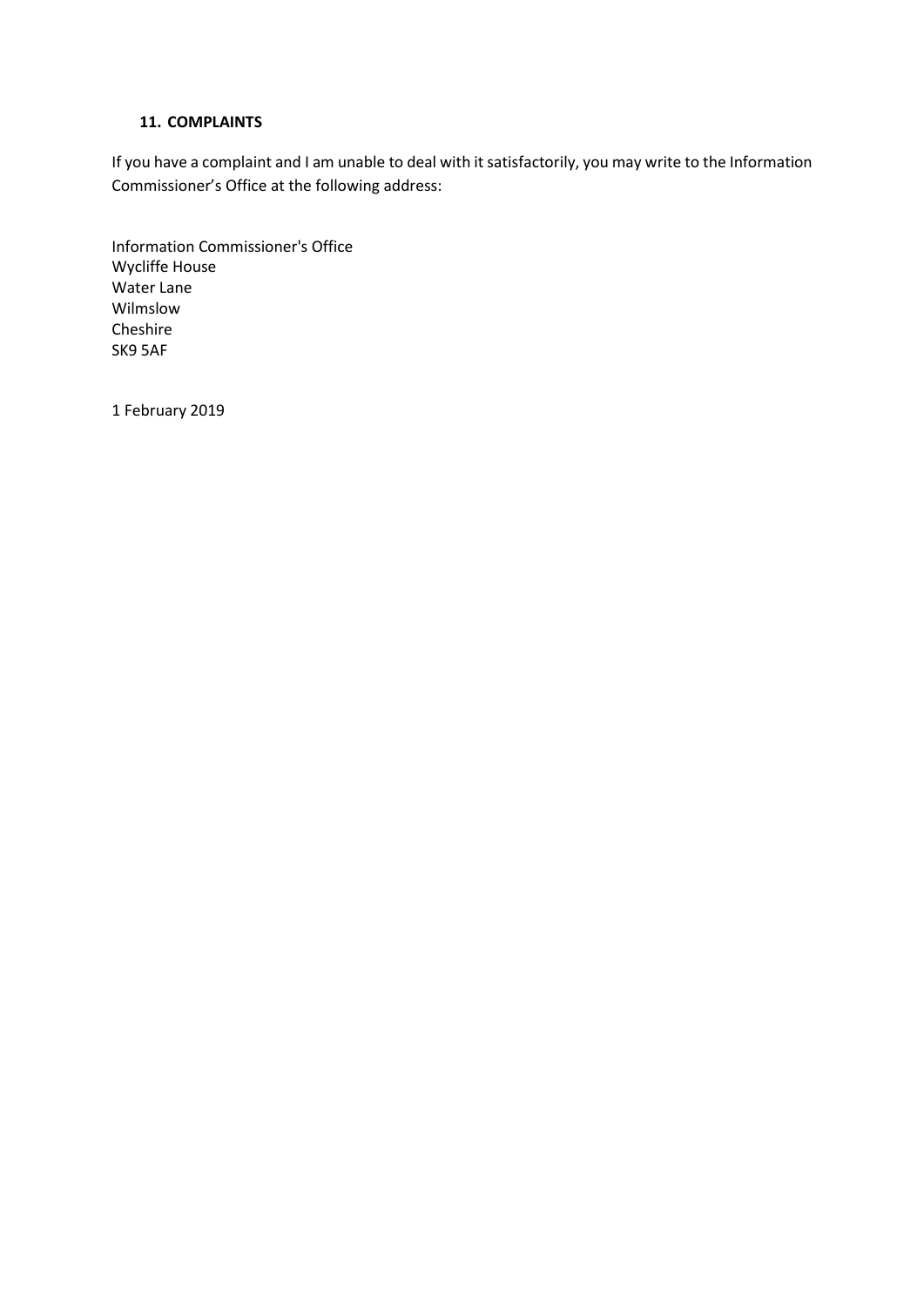## 11. COMPLAINTS

If you have a complaint and I am unable to deal with it satisfactorily, you may write to the Information Commissioner's Office at the following address:

Information Commissioner's Office
Wycliffe House
Water Lane
Wilmslow
Cheshire
SK9 5AF

1 February 2019